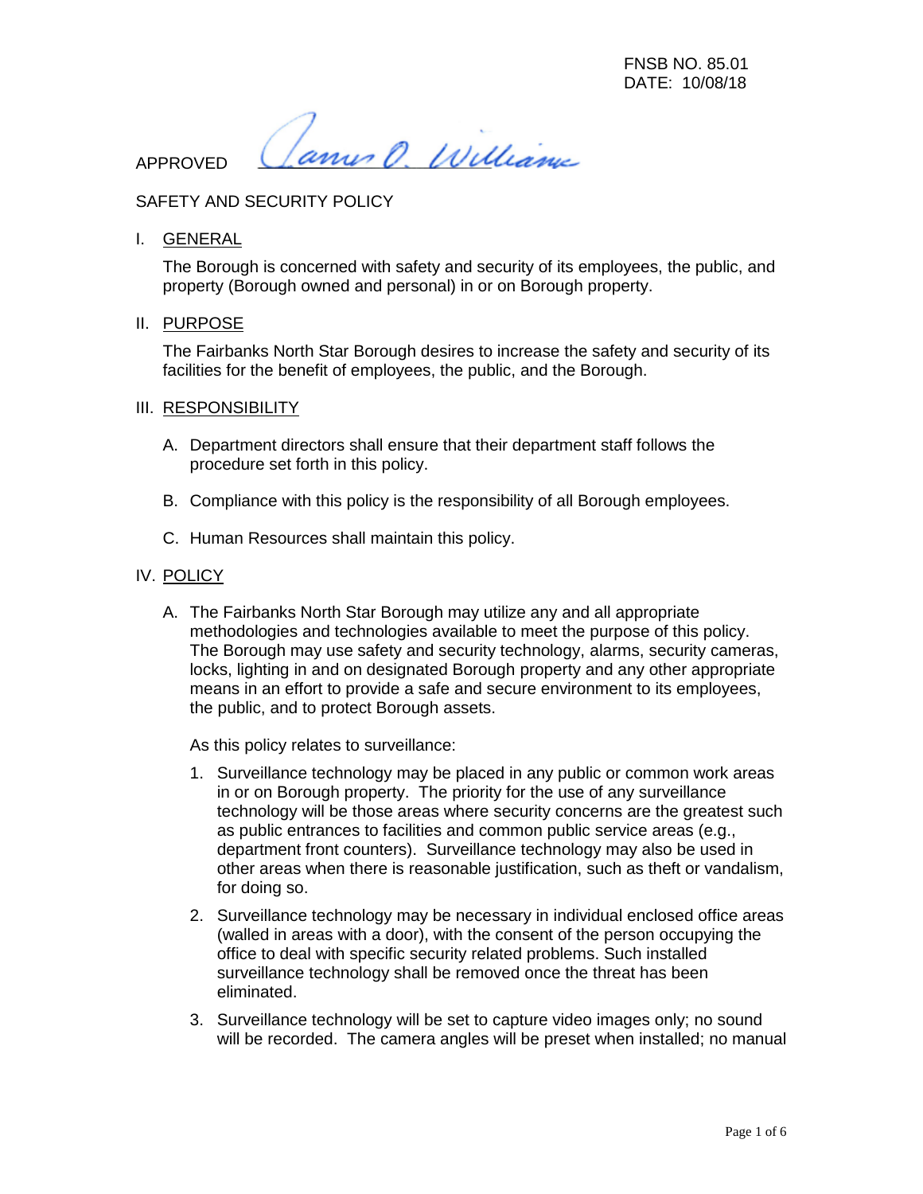FNSB NO. 85.01
DATE: 10/08/18

APPROVED James O. Williams

SAFETY AND SECURITY POLICY

I. GENERAL

The Borough is concerned with safety and security of its employees, the public, and property (Borough owned and personal) in or on Borough property.

II. PURPOSE

The Fairbanks North Star Borough desires to increase the safety and security of its facilities for the benefit of employees, the public, and the Borough.

III. RESPONSIBILITY

A. Department directors shall ensure that their department staff follows the procedure set forth in this policy.

B. Compliance with this policy is the responsibility of all Borough employees.

C. Human Resources shall maintain this policy.

IV. POLICY

A. The Fairbanks North Star Borough may utilize any and all appropriate methodologies and technologies available to meet the purpose of this policy. The Borough may use safety and security technology, alarms, security cameras, locks, lighting in and on designated Borough property and any other appropriate means in an effort to provide a safe and secure environment to its employees, the public, and to protect Borough assets.

As this policy relates to surveillance:

1. Surveillance technology may be placed in any public or common work areas in or on Borough property. The priority for the use of any surveillance technology will be those areas where security concerns are the greatest such as public entrances to facilities and common public service areas (e.g., department front counters). Surveillance technology may also be used in other areas when there is reasonable justification, such as theft or vandalism, for doing so.

2. Surveillance technology may be necessary in individual enclosed office areas (walled in areas with a door), with the consent of the person occupying the office to deal with specific security related problems. Such installed surveillance technology shall be removed once the threat has been eliminated.

3. Surveillance technology will be set to capture video images only; no sound will be recorded. The camera angles will be preset when installed; no manual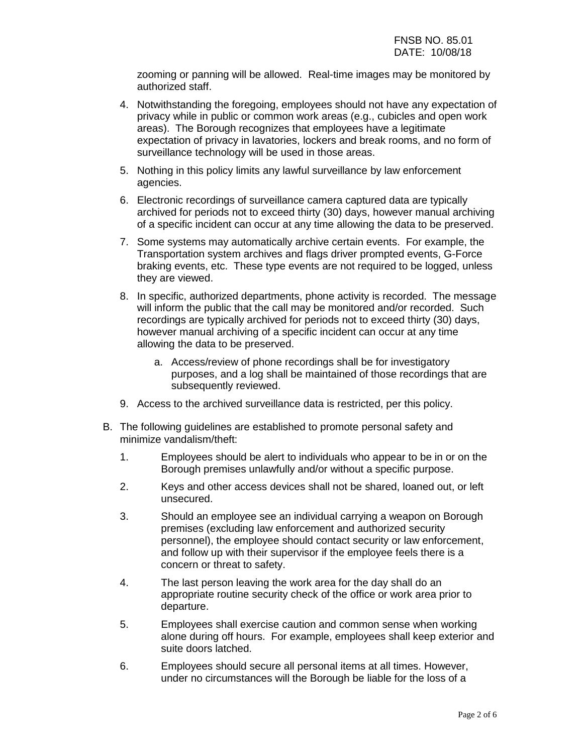zooming or panning will be allowed. Real-time images may be monitored by authorized staff.

4. Notwithstanding the foregoing, employees should not have any expectation of privacy while in public or common work areas (e.g., cubicles and open work areas). The Borough recognizes that employees have a legitimate expectation of privacy in lavatories, lockers and break rooms, and no form of surveillance technology will be used in those areas.
5. Nothing in this policy limits any lawful surveillance by law enforcement agencies.
6. Electronic recordings of surveillance camera captured data are typically archived for periods not to exceed thirty (30) days, however manual archiving of a specific incident can occur at any time allowing the data to be preserved.
7. Some systems may automatically archive certain events. For example, the Transportation system archives and flags driver prompted events, G-Force braking events, etc. These type events are not required to be logged, unless they are viewed.
8. In specific, authorized departments, phone activity is recorded. The message will inform the public that the call may be monitored and/or recorded. Such recordings are typically archived for periods not to exceed thirty (30) days, however manual archiving of a specific incident can occur at any time allowing the data to be preserved.
   a. Access/review of phone recordings shall be for investigatory purposes, and a log shall be maintained of those recordings that are subsequently reviewed.
9. Access to the archived surveillance data is restricted, per this policy.

B. The following guidelines are established to promote personal safety and minimize vandalism/theft:

1. Employees should be alert to individuals who appear to be in or on the Borough premises unlawfully and/or without a specific purpose.
2. Keys and other access devices shall not be shared, loaned out, or left unsecured.
3. Should an employee see an individual carrying a weapon on Borough premises (excluding law enforcement and authorized security personnel), the employee should contact security or law enforcement, and follow up with their supervisor if the employee feels there is a concern or threat to safety.
4. The last person leaving the work area for the day shall do an appropriate routine security check of the office or work area prior to departure.
5. Employees shall exercise caution and common sense when working alone during off hours. For example, employees shall keep exterior and suite doors latched.
6. Employees should secure all personal items at all times. However, under no circumstances will the Borough be liable for the loss of a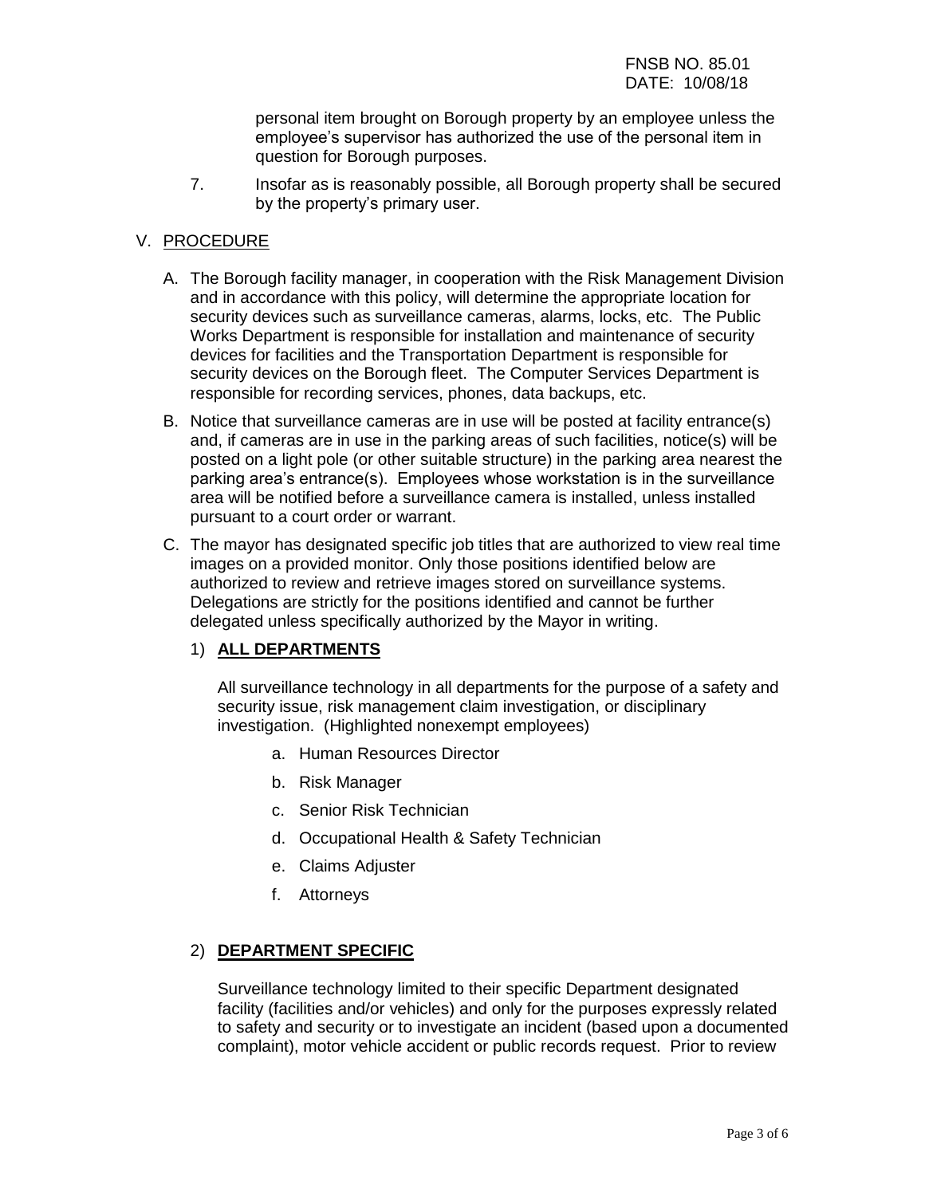personal item brought on Borough property by an employee unless the employee's supervisor has authorized the use of the personal item in question for Borough purposes.

7. Insofar as is reasonably possible, all Borough property shall be secured by the property's primary user.

## V. PROCEDURE

A. The Borough facility manager, in cooperation with the Risk Management Division and in accordance with this policy, will determine the appropriate location for security devices such as surveillance cameras, alarms, locks, etc. The Public Works Department is responsible for installation and maintenance of security devices for facilities and the Transportation Department is responsible for security devices on the Borough fleet. The Computer Services Department is responsible for recording services, phones, data backups, etc.

B. Notice that surveillance cameras are in use will be posted at facility entrance(s) and, if cameras are in use in the parking areas of such facilities, notice(s) will be posted on a light pole (or other suitable structure) in the parking area nearest the parking area's entrance(s). Employees whose workstation is in the surveillance area will be notified before a surveillance camera is installed, unless installed pursuant to a court order or warrant.

C. The mayor has designated specific job titles that are authorized to view real time images on a provided monitor. Only those positions identified below are authorized to review and retrieve images stored on surveillance systems. Delegations are strictly for the positions identified and cannot be further delegated unless specifically authorized by the Mayor in writing.

1) **ALL DEPARTMENTS**

All surveillance technology in all departments for the purpose of a safety and security issue, risk management claim investigation, or disciplinary investigation. (Highlighted nonexempt employees)

a. Human Resources Director
b. Risk Manager
c. Senior Risk Technician
d. Occupational Health & Safety Technician
e. Claims Adjuster
f. Attorneys

2) **DEPARTMENT SPECIFIC**

Surveillance technology limited to their specific Department designated facility (facilities and/or vehicles) and only for the purposes expressly related to safety and security or to investigate an incident (based upon a documented complaint), motor vehicle accident or public records request. Prior to review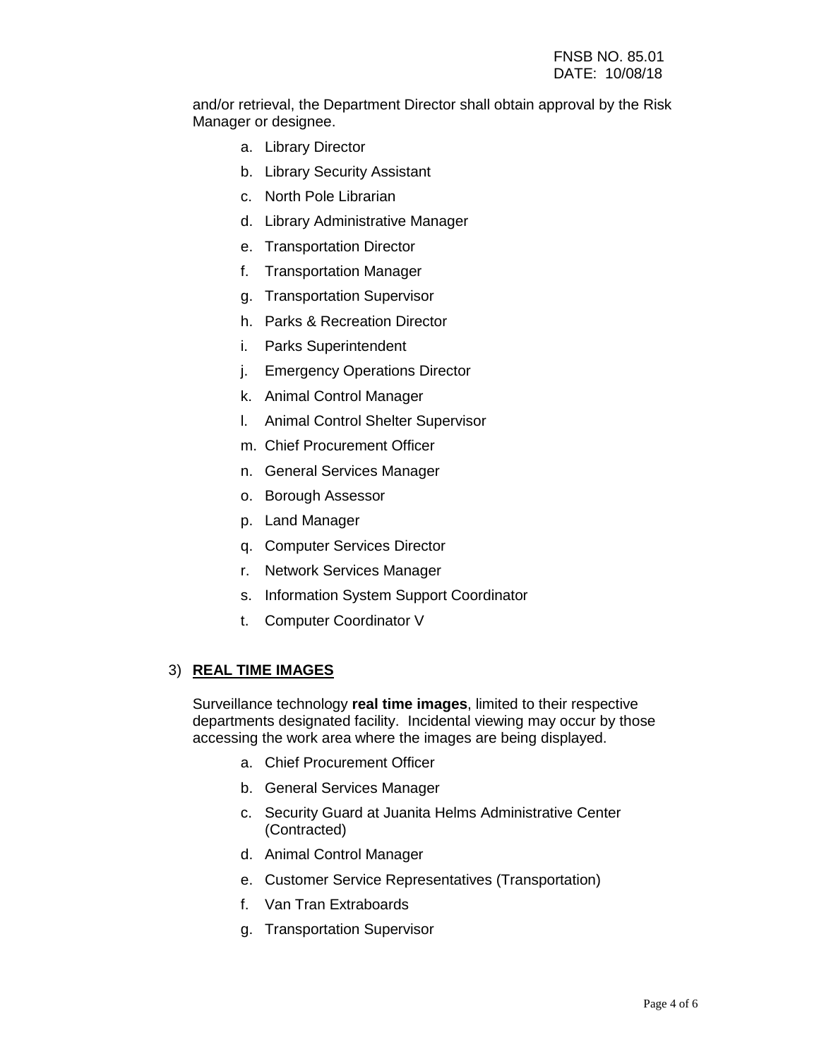and/or retrieval, the Department Director shall obtain approval by the Risk Manager or designee.

a. Library Director
b. Library Security Assistant
c. North Pole Librarian
d. Library Administrative Manager
e. Transportation Director
f. Transportation Manager
g. Transportation Supervisor
h. Parks & Recreation Director
i. Parks Superintendent
j. Emergency Operations Director
k. Animal Control Manager
l. Animal Control Shelter Supervisor
m. Chief Procurement Officer
n. General Services Manager
o. Borough Assessor
p. Land Manager
q. Computer Services Director
r. Network Services Manager
s. Information System Support Coordinator
t. Computer Coordinator V

3) **REAL TIME IMAGES**

Surveillance technology **real time images**, limited to their respective departments designated facility. Incidental viewing may occur by those accessing the work area where the images are being displayed.

a. Chief Procurement Officer
b. General Services Manager
c. Security Guard at Juanita Helms Administrative Center (Contracted)
d. Animal Control Manager
e. Customer Service Representatives (Transportation)
f. Van Tran Extraboards
g. Transportation Supervisor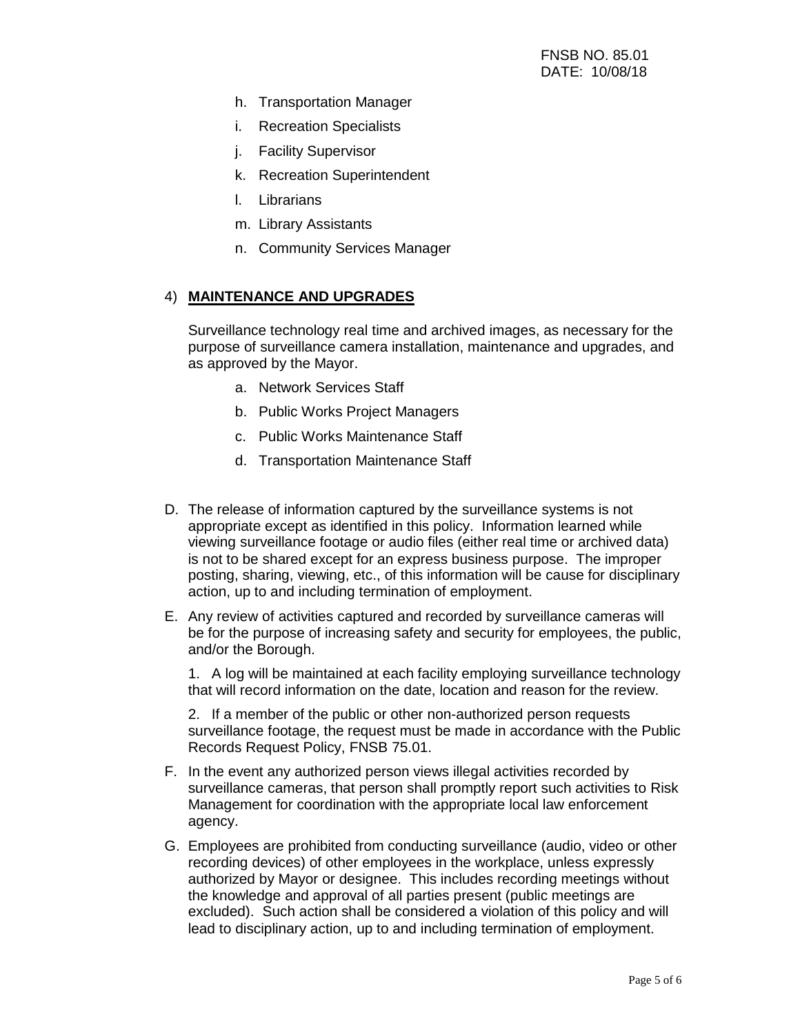h. Transportation Manager
i. Recreation Specialists
j. Facility Supervisor
k. Recreation Superintendent
l. Librarians
m. Library Assistants
n. Community Services Manager

4) **MAINTENANCE AND UPGRADES**

Surveillance technology real time and archived images, as necessary for the purpose of surveillance camera installation, maintenance and upgrades, and as approved by the Mayor.

a. Network Services Staff
b. Public Works Project Managers
c. Public Works Maintenance Staff
d. Transportation Maintenance Staff

D. The release of information captured by the surveillance systems is not appropriate except as identified in this policy. Information learned while viewing surveillance footage or audio files (either real time or archived data) is not to be shared except for an express business purpose. The improper posting, sharing, viewing, etc., of this information will be cause for disciplinary action, up to and including termination of employment.

E. Any review of activities captured and recorded by surveillance cameras will be for the purpose of increasing safety and security for employees, the public, and/or the Borough.

   1. A log will be maintained at each facility employing surveillance technology that will record information on the date, location and reason for the review.

   2. If a member of the public or other non-authorized person requests surveillance footage, the request must be made in accordance with the Public Records Request Policy, FNSB 75.01.

F. In the event any authorized person views illegal activities recorded by surveillance cameras, that person shall promptly report such activities to Risk Management for coordination with the appropriate local law enforcement agency.

G. Employees are prohibited from conducting surveillance (audio, video or other recording devices) of other employees in the workplace, unless expressly authorized by Mayor or designee. This includes recording meetings without the knowledge and approval of all parties present (public meetings are excluded). Such action shall be considered a violation of this policy and will lead to disciplinary action, up to and including termination of employment.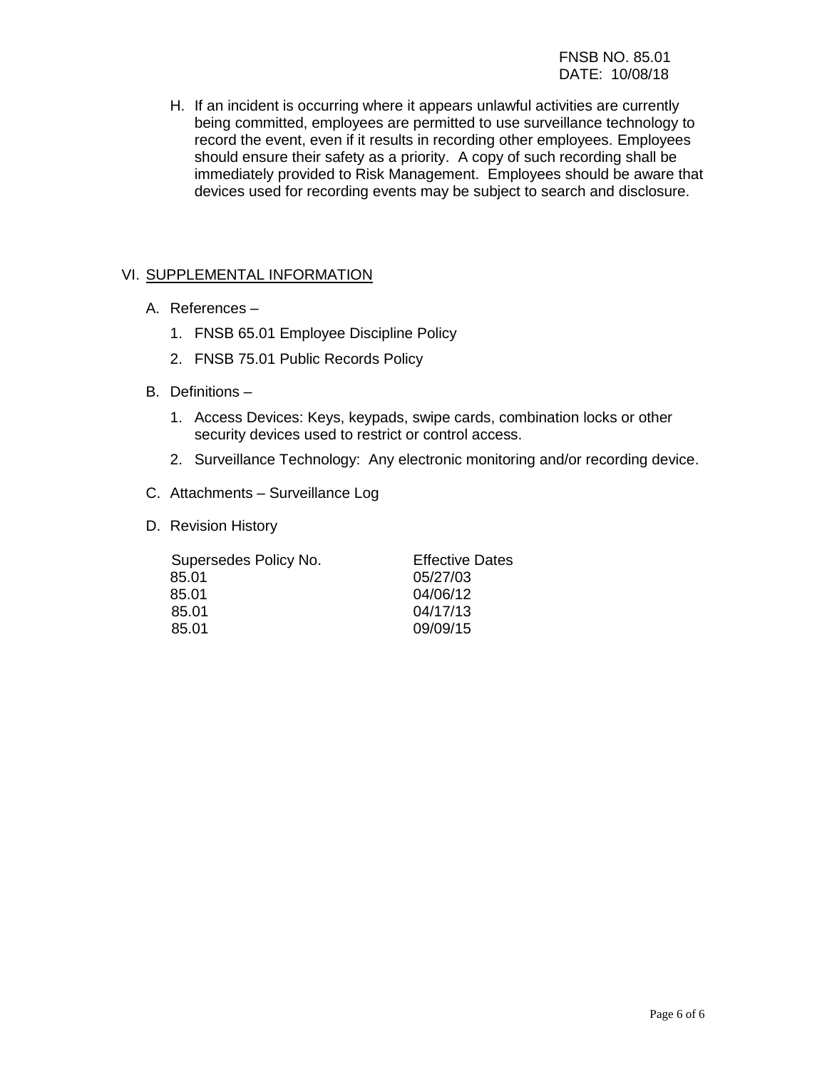H. If an incident is occurring where it appears unlawful activities are currently being committed, employees are permitted to use surveillance technology to record the event, even if it results in recording other employees. Employees should ensure their safety as a priority. A copy of such recording shall be immediately provided to Risk Management. Employees should be aware that devices used for recording events may be subject to search and disclosure.

## VI. SUPPLEMENTAL INFORMATION

A. References –

1. FNSB 65.01 Employee Discipline Policy
2. FNSB 75.01 Public Records Policy

B. Definitions –

1. Access Devices: Keys, keypads, swipe cards, combination locks or other security devices used to restrict or control access.
2. Surveillance Technology: Any electronic monitoring and/or recording device.

C. Attachments – Surveillance Log

D. Revision History

| Supersedes Policy No. | Effective Dates |
|---|---|
| 85.01 | 05/27/03 |
| 85.01 | 04/06/12 |
| 85.01 | 04/17/13 |
| 85.01 | 09/09/15 |